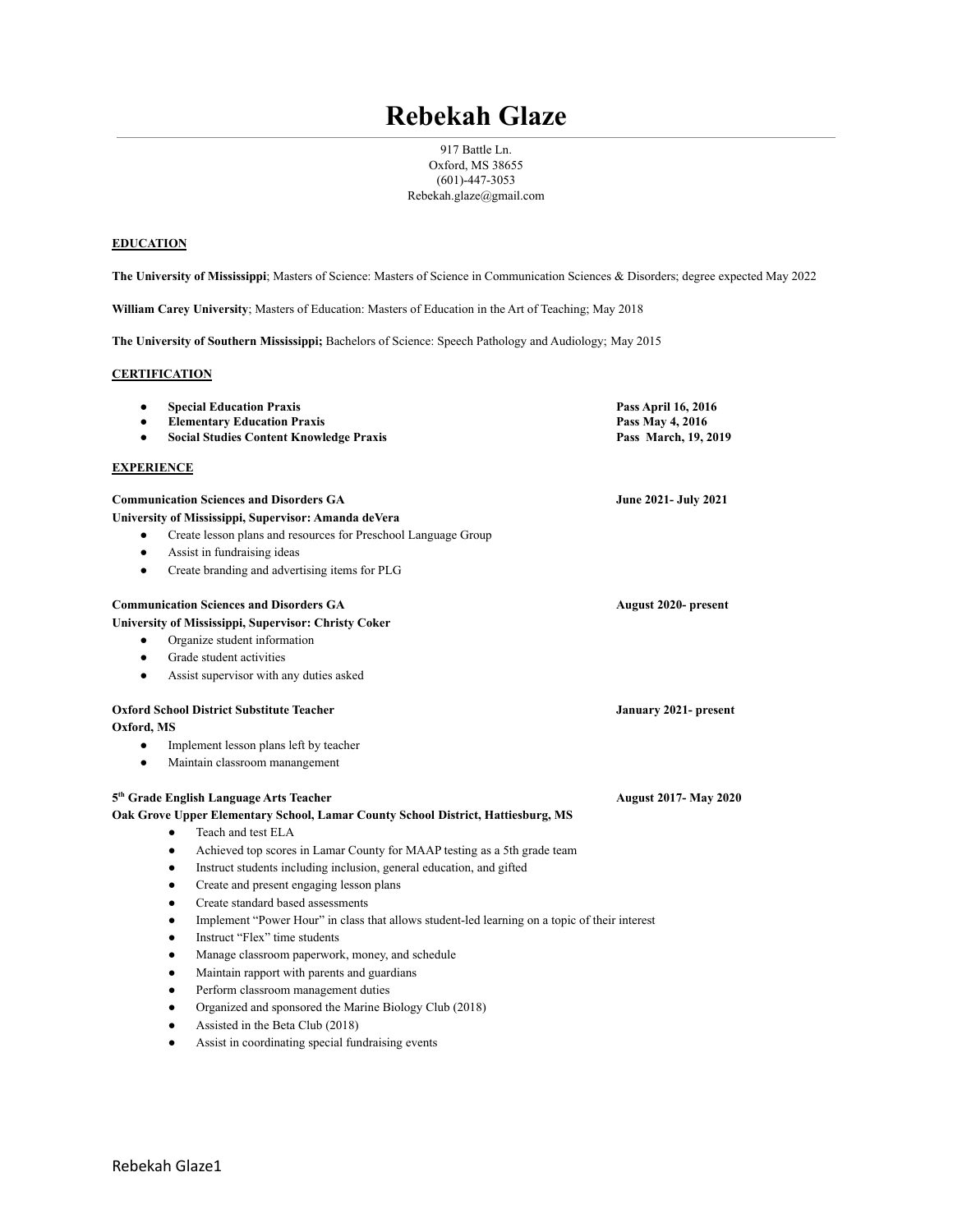# Rebekah Glaze

917 Battle Ln.
Oxford, MS 38655
(601)-447-3053
Rebekah.glaze@gmail.com

## EDUCATION

**The University of Mississippi**; Masters of Science: Masters of Science in Communication Sciences & Disorders; degree expected May 2022

**William Carey University**; Masters of Education: Masters of Education in the Art of Teaching; May 2018

**The University of Southern Mississippi;** Bachelors of Science: Speech Pathology and Audiology; May 2015

## CERTIFICATION

- **Special Education Praxis** — **Pass April 16, 2016**
- **Elementary Education Praxis** — **Pass May 4, 2016**
- **Social Studies Content Knowledge Praxis** — **Pass March, 19, 2019**

## EXPERIENCE

**Communication Sciences and Disorders GA** — **June 2021- July 2021**
**University of Mississippi, Supervisor: Amanda deVera**

- Create lesson plans and resources for Preschool Language Group
- Assist in fundraising ideas
- Create branding and advertising items for PLG

**Communication Sciences and Disorders GA** — **August 2020- present**
**University of Mississippi, Supervisor: Christy Coker**

- Organize student information
- Grade student activities
- Assist supervisor with any duties asked

**Oxford School District Substitute Teacher** — **January 2021- present**
**Oxford, MS**

- Implement lesson plans left by teacher
- Maintain classroom manangement

**5th Grade English Language Arts Teacher** — **August 2017- May 2020**
**Oak Grove Upper Elementary School, Lamar County School District, Hattiesburg, MS**

- Teach and test ELA
- Achieved top scores in Lamar County for MAAP testing as a 5th grade team
- Instruct students including inclusion, general education, and gifted
- Create and present engaging lesson plans
- Create standard based assessments
- Implement "Power Hour" in class that allows student-led learning on a topic of their interest
- Instruct "Flex" time students
- Manage classroom paperwork, money, and schedule
- Maintain rapport with parents and guardians
- Perform classroom management duties
- Organized and sponsored the Marine Biology Club (2018)
- Assisted in the Beta Club (2018)
- Assist in coordinating special fundraising events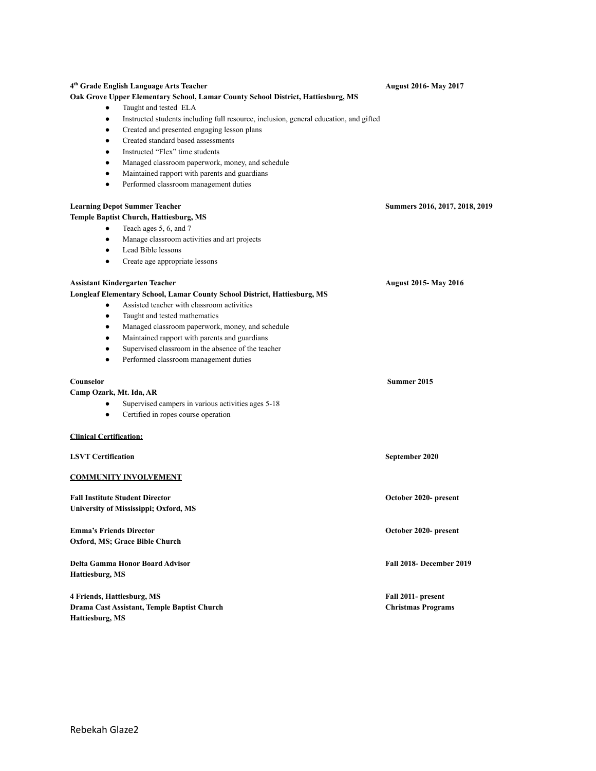**4th Grade English Language Arts Teacher** **August 2016- May 2017**
**Oak Grove Upper Elementary School, Lamar County School District, Hattiesburg, MS**

- Taught and tested ELA
- Instructed students including full resource, inclusion, general education, and gifted
- Created and presented engaging lesson plans
- Created standard based assessments
- Instructed "Flex" time students
- Managed classroom paperwork, money, and schedule
- Maintained rapport with parents and guardians
- Performed classroom management duties

**Learning Depot Summer Teacher** **Summers 2016, 2017, 2018, 2019**
**Temple Baptist Church, Hattiesburg, MS**

- Teach ages 5, 6, and 7
- Manage classroom activities and art projects
- Lead Bible lessons
- Create age appropriate lessons

**Assistant Kindergarten Teacher** **August 2015- May 2016**
**Longleaf Elementary School, Lamar County School District, Hattiesburg, MS**

- Assisted teacher with classroom activities
- Taught and tested mathematics
- Managed classroom paperwork, money, and schedule
- Maintained rapport with parents and guardians
- Supervised classroom in the absence of the teacher
- Performed classroom management duties

**Counselor** **Summer 2015**
**Camp Ozark, Mt. Ida, AR**

- Supervised campers in various activities ages 5-18
- Certified in ropes course operation

## Clinical Certification:

**LSVT Certification** **September 2020**

## COMMUNITY INVOLVEMENT

**Fall Institute Student Director** **October 2020- present**
**University of Mississippi; Oxford, MS**

**Emma's Friends Director** **October 2020- present**
**Oxford, MS; Grace Bible Church**

**Delta Gamma Honor Board Advisor** **Fall 2018- December 2019**
**Hattiesburg, MS**

**4 Friends, Hattiesburg, MS** **Fall 2011- present**
**Drama Cast Assistant, Temple Baptist Church** **Christmas Programs**
**Hattiesburg, MS**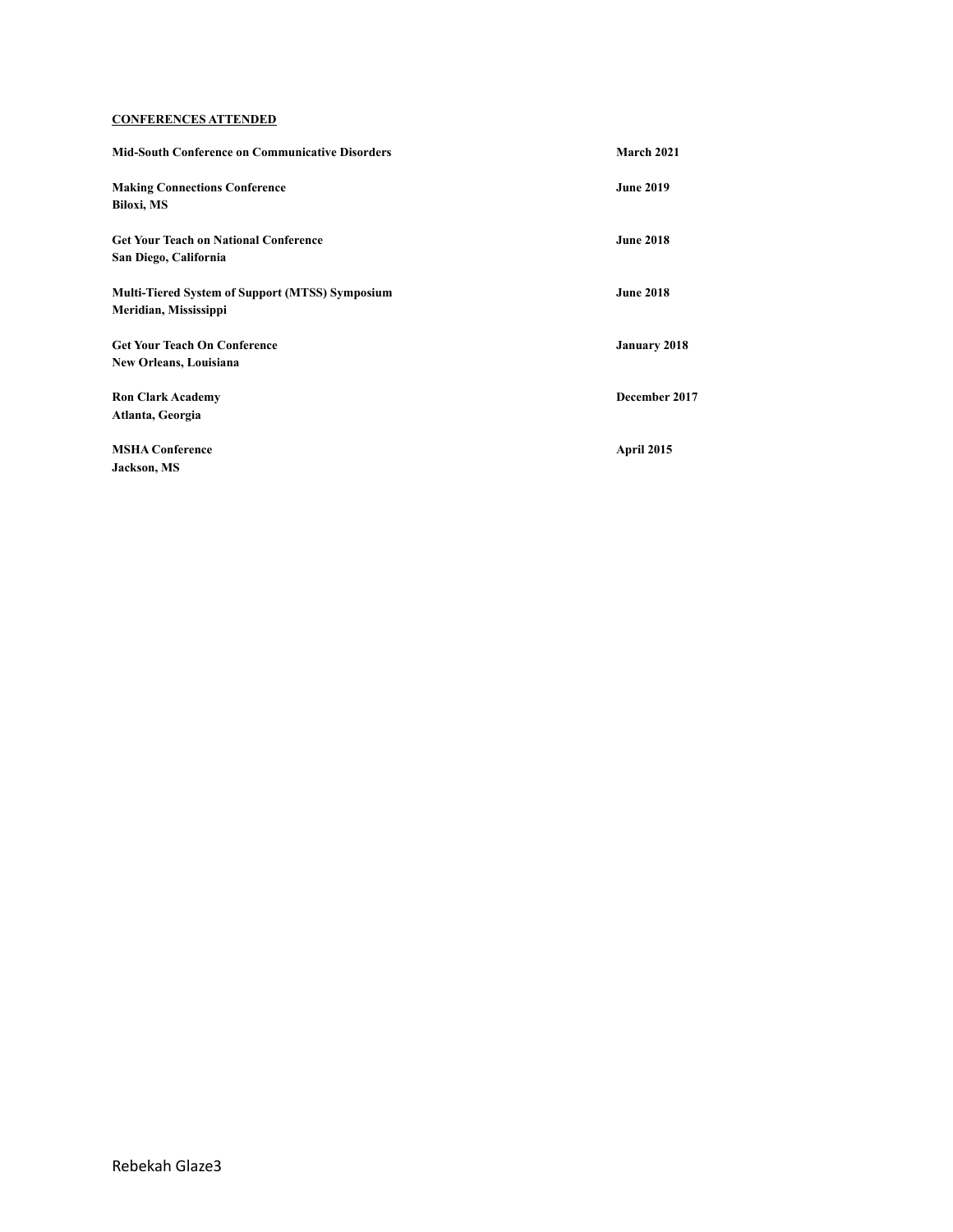**CONFERENCES ATTENDED**

**Mid-South Conference on Communicative Disorders** **March 2021**

**Making Connections Conference** **June 2019**
**Biloxi, MS**

**Get Your Teach on National Conference** **June 2018**
**San Diego, California**

**Multi-Tiered System of Support (MTSS) Symposium** **June 2018**
**Meridian, Mississippi**

**Get Your Teach On Conference** **January 2018**
**New Orleans, Louisiana**

**Ron Clark Academy** **December 2017**
**Atlanta, Georgia**

**MSHA Conference** **April 2015**
**Jackson, MS**